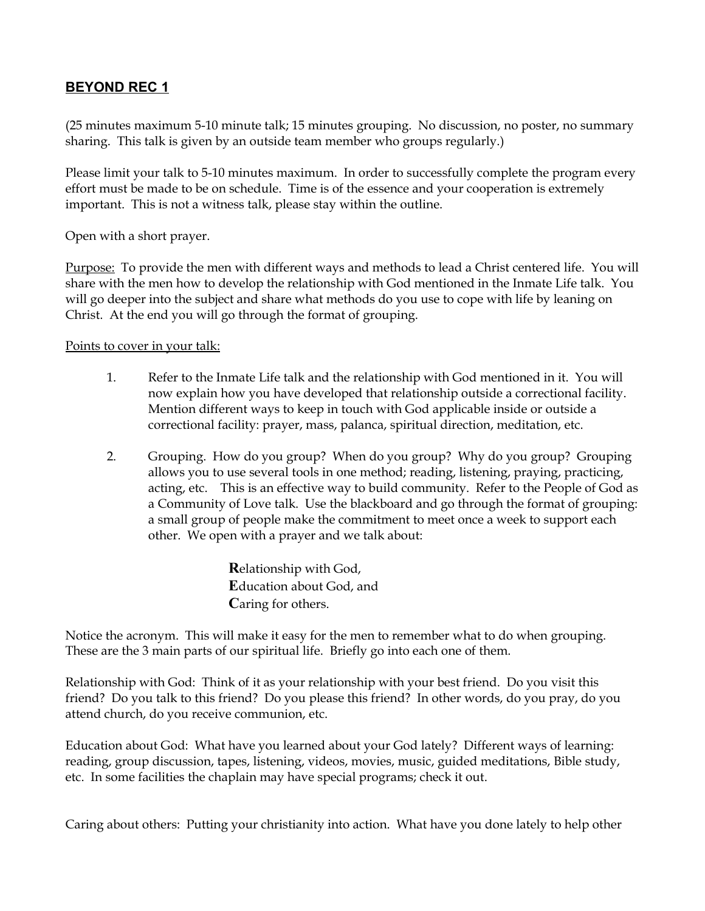## BEYOND REC 1

(25 minutes maximum 5-10 minute talk; 15 minutes grouping. No discussion, no poster, no summary sharing. This talk is given by an outside team member who groups regularly.)

Please limit your talk to 5-10 minutes maximum. In order to successfully complete the program every effort must be made to be on schedule. Time is of the essence and your cooperation is extremely important. This is not a witness talk, please stay within the outline.

Open with a short prayer.

Purpose: To provide the men with different ways and methods to lead a Christ centered life. You will share with the men how to develop the relationship with God mentioned in the Inmate Life talk. You will go deeper into the subject and share what methods do you use to cope with life by leaning on Christ. At the end you will go through the format of grouping.

Points to cover in your talk:

1. Refer to the Inmate Life talk and the relationship with God mentioned in it. You will now explain how you have developed that relationship outside a correctional facility. Mention different ways to keep in touch with God applicable inside or outside a correctional facility: prayer, mass, palanca, spiritual direction, meditation, etc.

2. Grouping. How do you group? When do you group? Why do you group? Grouping allows you to use several tools in one method; reading, listening, praying, practicing, acting, etc. This is an effective way to build community. Refer to the People of God as a Community of Love talk. Use the blackboard and go through the format of grouping: a small group of people make the commitment to meet once a week to support each other. We open with a prayer and we talk about:

   **R**elationship with God,
   **E**ducation about God, and
   **C**aring for others.

Notice the acronym. This will make it easy for the men to remember what to do when grouping. These are the 3 main parts of our spiritual life. Briefly go into each one of them.

Relationship with God: Think of it as your relationship with your best friend. Do you visit this friend? Do you talk to this friend? Do you please this friend? In other words, do you pray, do you attend church, do you receive communion, etc.

Education about God: What have you learned about your God lately? Different ways of learning: reading, group discussion, tapes, listening, videos, movies, music, guided meditations, Bible study, etc. In some facilities the chaplain may have special programs; check it out.

Caring about others: Putting your christianity into action. What have you done lately to help other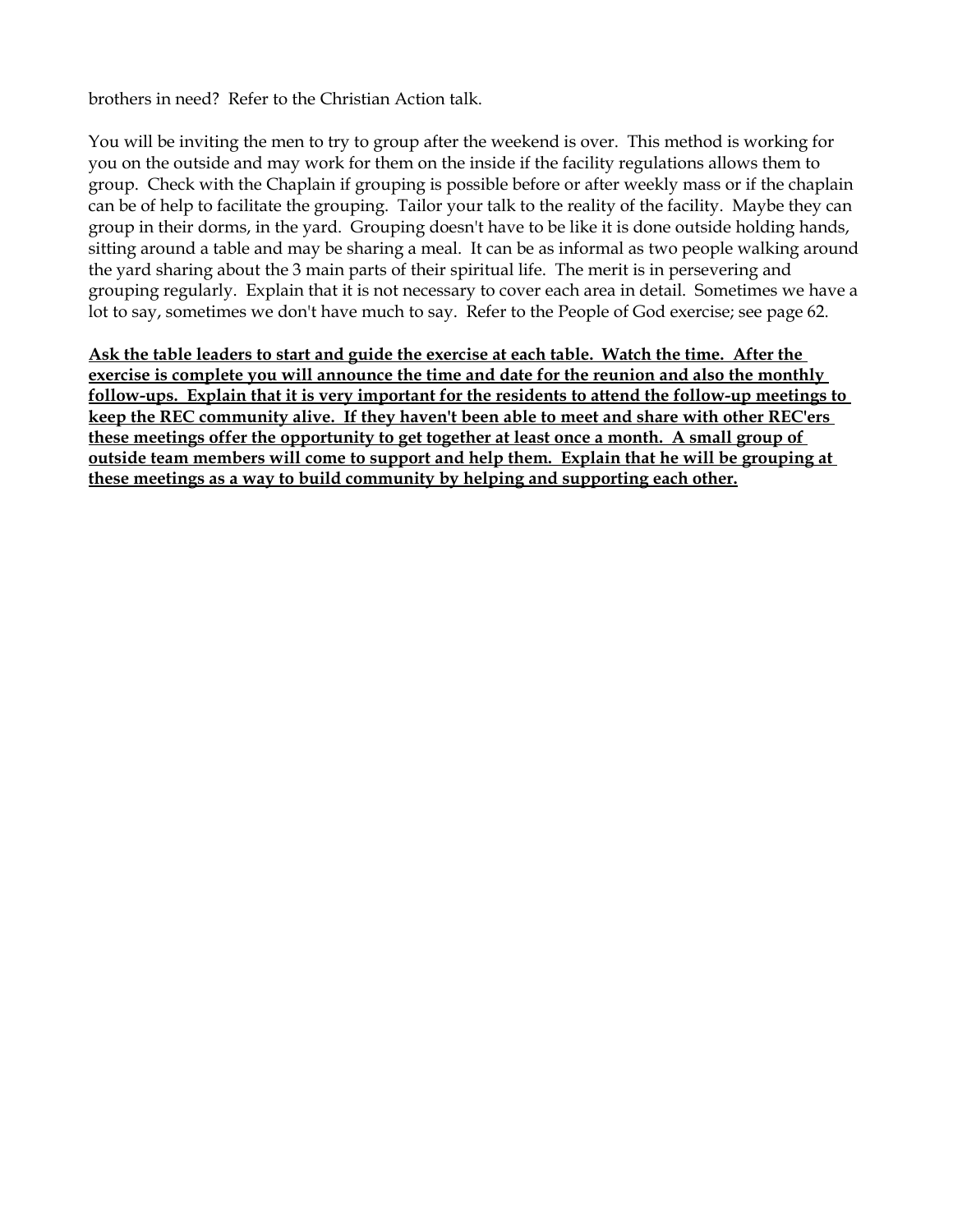brothers in need? Refer to the Christian Action talk.

You will be inviting the men to try to group after the weekend is over. This method is working for you on the outside and may work for them on the inside if the facility regulations allows them to group. Check with the Chaplain if grouping is possible before or after weekly mass or if the chaplain can be of help to facilitate the grouping. Tailor your talk to the reality of the facility. Maybe they can group in their dorms, in the yard. Grouping doesn't have to be like it is done outside holding hands, sitting around a table and may be sharing a meal. It can be as informal as two people walking around the yard sharing about the 3 main parts of their spiritual life. The merit is in persevering and grouping regularly. Explain that it is not necessary to cover each area in detail. Sometimes we have a lot to say, sometimes we don't have much to say. Refer to the People of God exercise; see page 62.

**Ask the table leaders to start and guide the exercise at each table. Watch the time. After the exercise is complete you will announce the time and date for the reunion and also the monthly follow-ups. Explain that it is very important for the residents to attend the follow-up meetings to keep the REC community alive. If they haven't been able to meet and share with other REC'ers these meetings offer the opportunity to get together at least once a month. A small group of outside team members will come to support and help them. Explain that he will be grouping at these meetings as a way to build community by helping and supporting each other.**